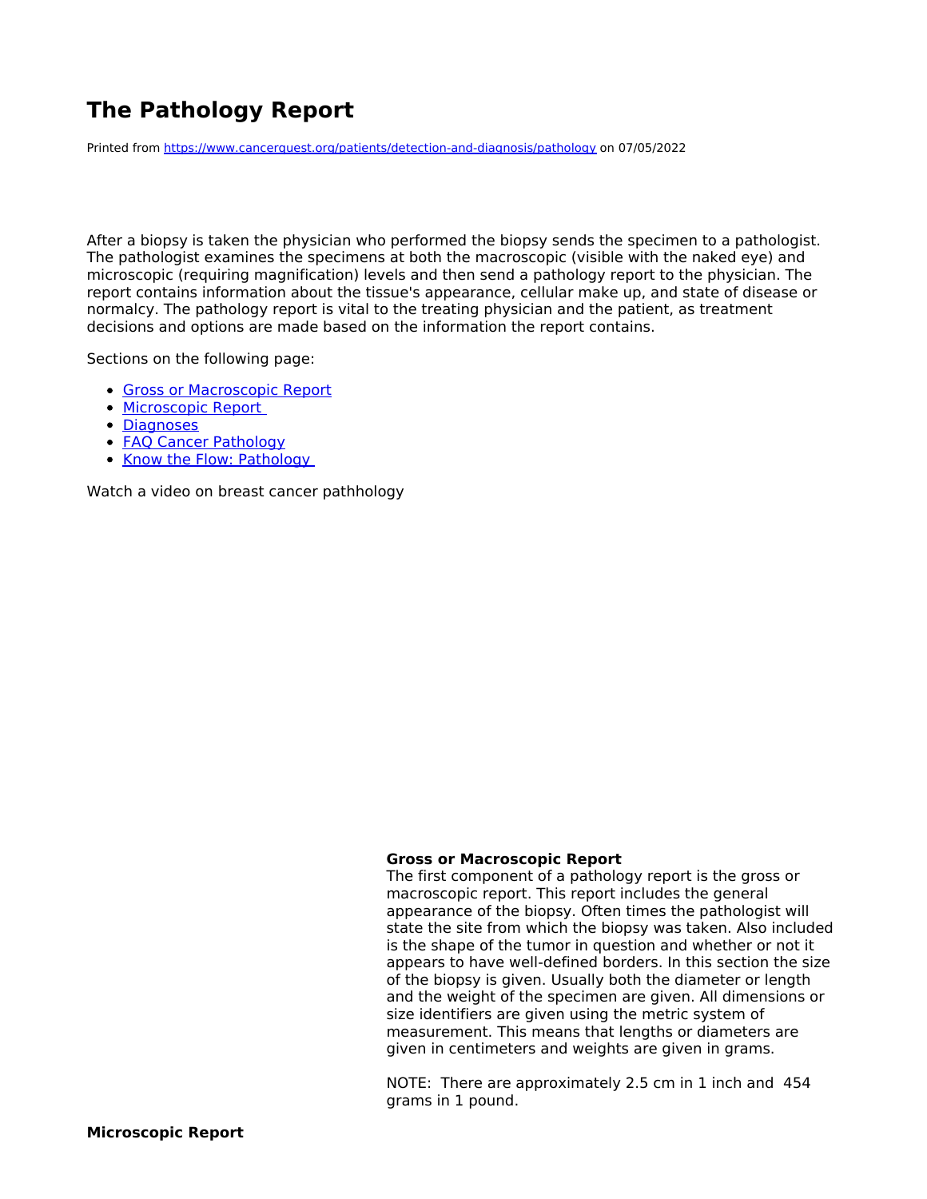# The Pathology Report

Printed from https://www.cancerquest.org/patients/detection-and-diagnosis/pathology on 07/05/2022

After a biopsy is taken the physician who performed the biopsy sends the specimen to a pathologist. The pathologist examines the specimens at both the macroscopic (visible with the naked eye) and microscopic (requiring magnification) levels and then send a pathology report to the physician. The report contains information about the tissue's appearance, cellular make up, and state of disease or normalcy. The pathology report is vital to the treating physician and the patient, as treatment decisions and options are made based on the information the report contains.

Sections on the following page:

- Gross or Macroscopic Report
- Microscopic Report
- Diagnoses
- FAQ Cancer Pathology
- Know the Flow: Pathology

Watch a video on breast cancer pathhology

**Gross or Macroscopic Report**
The first component of a pathology report is the gross or macroscopic report. This report includes the general appearance of the biopsy. Often times the pathologist will state the site from which the biopsy was taken. Also included is the shape of the tumor in question and whether or not it appears to have well-defined borders. In this section the size of the biopsy is given. Usually both the diameter or length and the weight of the specimen are given. All dimensions or size identifiers are given using the metric system of measurement. This means that lengths or diameters are given in centimeters and weights are given in grams.

NOTE: There are approximately 2.5 cm in 1 inch and 454 grams in 1 pound.

**Microscopic Report**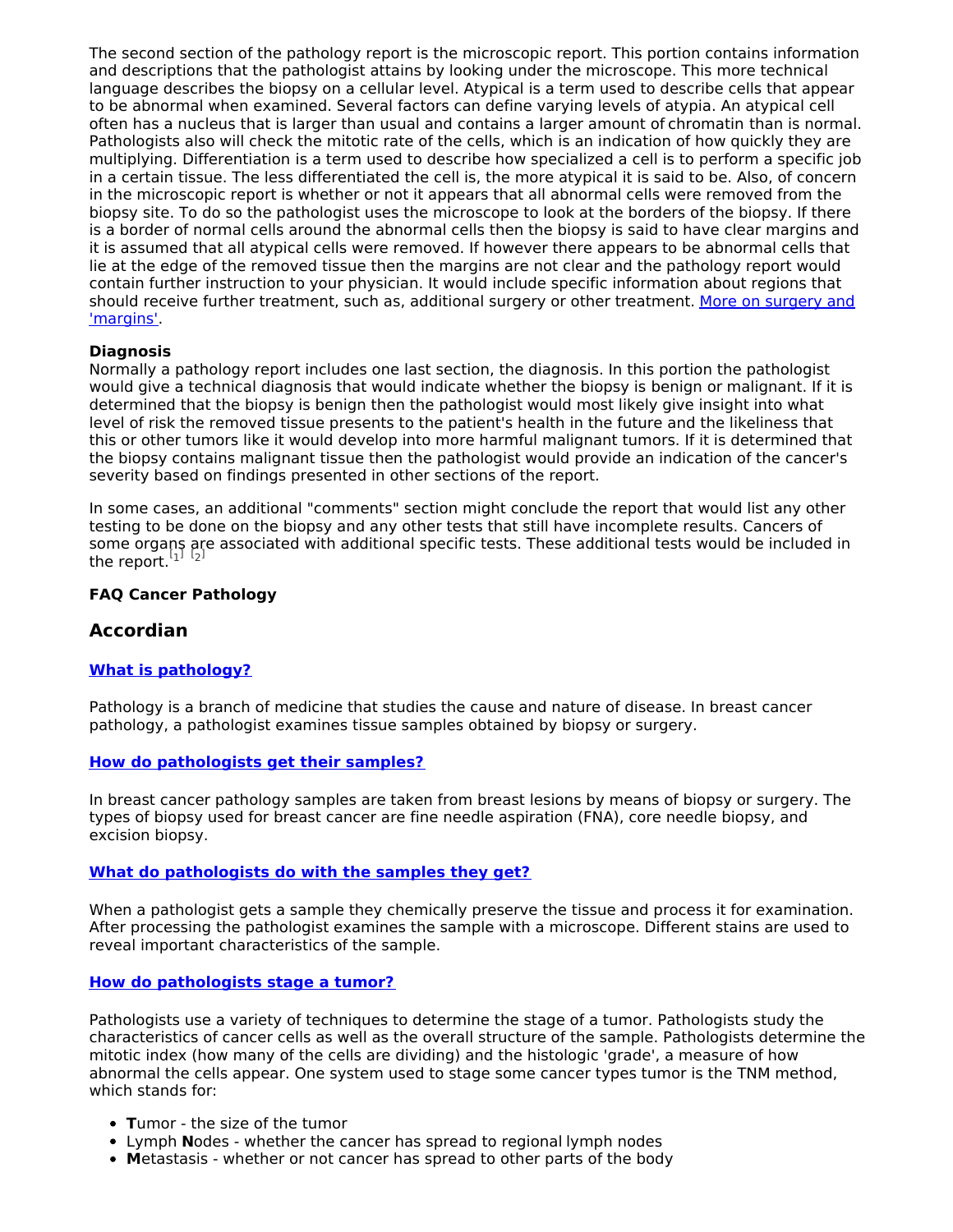The second section of the pathology report is the microscopic report. This portion contains information and descriptions that the pathologist attains by looking under the microscope. This more technical language describes the biopsy on a cellular level. Atypical is a term used to describe cells that appear to be abnormal when examined. Several factors can define varying levels of atypia. An atypical cell often has a nucleus that is larger than usual and contains a larger amount of chromatin than is normal. Pathologists also will check the mitotic rate of the cells, which is an indication of how quickly they are multiplying. Differentiation is a term used to describe how specialized a cell is to perform a specific job in a certain tissue. The less differentiated the cell is, the more atypical it is said to be. Also, of concern in the microscopic report is whether or not it appears that all abnormal cells were removed from the biopsy site. To do so the pathologist uses the microscope to look at the borders of the biopsy. If there is a border of normal cells around the abnormal cells then the biopsy is said to have clear margins and it is assumed that all atypical cells were removed. If however there appears to be abnormal cells that lie at the edge of the removed tissue then the margins are not clear and the pathology report would contain further instruction to your physician. It would include specific information about regions that should receive further treatment, such as, additional surgery or other treatment. More on surgery and 'margins'.

**Diagnosis**

Normally a pathology report includes one last section, the diagnosis. In this portion the pathologist would give a technical diagnosis that would indicate whether the biopsy is benign or malignant. If it is determined that the biopsy is benign then the pathologist would most likely give insight into what level of risk the removed tissue presents to the patient's health in the future and the likeliness that this or other tumors like it would develop into more harmful malignant tumors. If it is determined that the biopsy contains malignant tissue then the pathologist would provide an indication of the cancer's severity based on findings presented in other sections of the report.

In some cases, an additional "comments" section might conclude the report that would list any other testing to be done on the biopsy and any other tests that still have incomplete results. Cancers of some organs are associated with additional specific tests. These additional tests would be included in the report.[1] [2]

**FAQ Cancer Pathology**

## Accordian

### What is pathology?

Pathology is a branch of medicine that studies the cause and nature of disease. In breast cancer pathology, a pathologist examines tissue samples obtained by biopsy or surgery.

### How do pathologists get their samples?

In breast cancer pathology samples are taken from breast lesions by means of biopsy or surgery. The types of biopsy used for breast cancer are fine needle aspiration (FNA), core needle biopsy, and excision biopsy.

### What do pathologists do with the samples they get?

When a pathologist gets a sample they chemically preserve the tissue and process it for examination. After processing the pathologist examines the sample with a microscope. Different stains are used to reveal important characteristics of the sample.

### How do pathologists stage a tumor?

Pathologists use a variety of techniques to determine the stage of a tumor. Pathologists study the characteristics of cancer cells as well as the overall structure of the sample. Pathologists determine the mitotic index (how many of the cells are dividing) and the histologic 'grade', a measure of how abnormal the cells appear. One system used to stage some cancer types tumor is the TNM method, which stands for:

- **T**umor - the size of the tumor
- Lymph **N**odes - whether the cancer has spread to regional lymph nodes
- **M**etastasis - whether or not cancer has spread to other parts of the body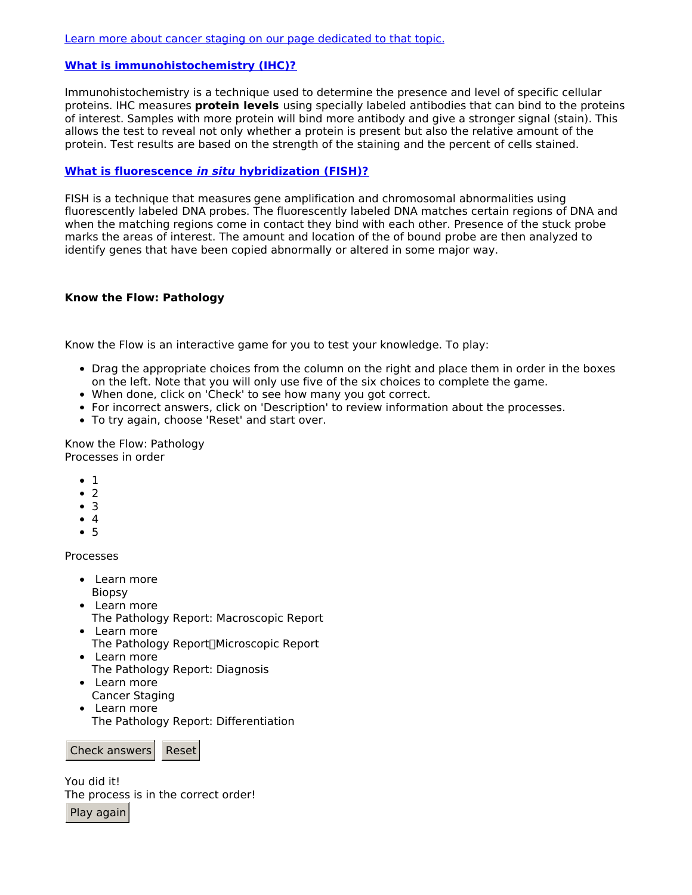[Learn more about cancer staging on our page dedicated to that topic.]

### **What is immunohistochemistry (IHC)?**

Immunohistochemistry is a technique used to determine the presence and level of specific cellular proteins. IHC measures **protein levels** using specially labeled antibodies that can bind to the proteins of interest. Samples with more protein will bind more antibody and give a stronger signal (stain). This allows the test to reveal not only whether a protein is present but also the relative amount of the protein. Test results are based on the strength of the staining and the percent of cells stained.

### **What is fluorescence *in situ* hybridization (FISH)?**

FISH is a technique that measures gene amplification and chromosomal abnormalities using fluorescently labeled DNA probes. The fluorescently labeled DNA matches certain regions of DNA and when the matching regions come in contact they bind with each other. Presence of the stuck probe marks the areas of interest. The amount and location of the of bound probe are then analyzed to identify genes that have been copied abnormally or altered in some major way.

**Know the Flow: Pathology**

Know the Flow is an interactive game for you to test your knowledge. To play:

- Drag the appropriate choices from the column on the right and place them in order in the boxes on the left. Note that you will only use five of the six choices to complete the game.
- When done, click on 'Check' to see how many you got correct.
- For incorrect answers, click on 'Description' to review information about the processes.
- To try again, choose 'Reset' and start over.

Know the Flow: Pathology
Processes in order

- 1
- 2
- 3
- 4
- 5

Processes

- Learn more
  Biopsy
- Learn more
  The Pathology Report: Macroscopic Report
- Learn more
  The Pathology Report: Microscopic Report
- Learn more
  The Pathology Report: Diagnosis
- Learn more
  Cancer Staging
- Learn more
  The Pathology Report: Differentiation

Check answers | Reset

You did it!
The process is in the correct order!

Play again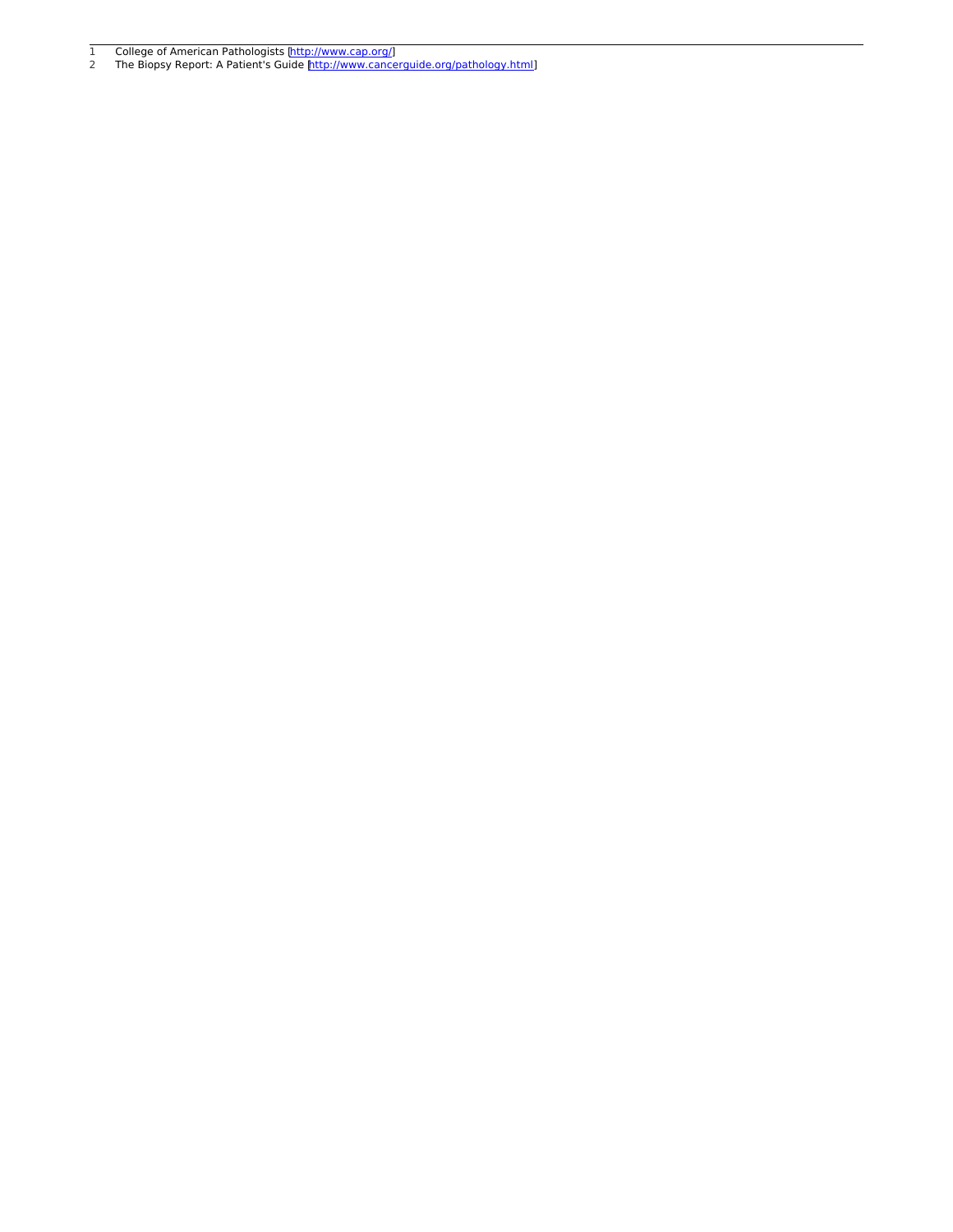1 College of American Pathologists [http://www.cap.org/]

2 The Biopsy Report: A Patient's Guide [http://www.cancerguide.org/pathology.html]